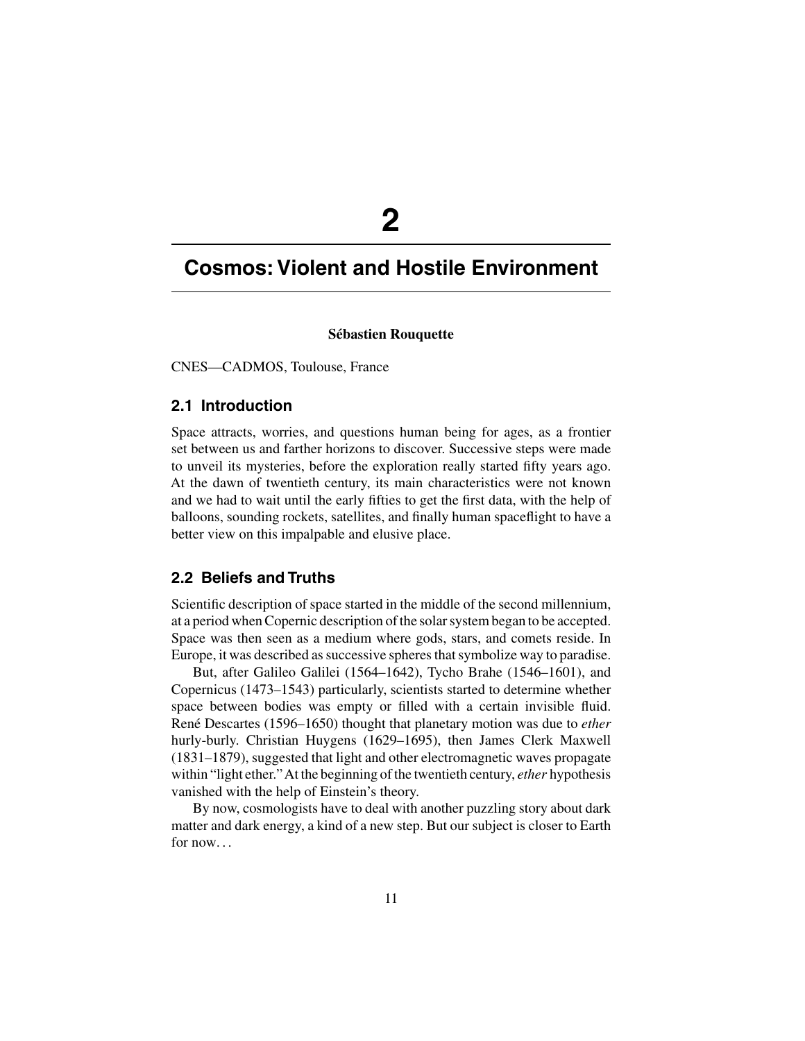# 2

# Cosmos: Violent and Hostile Environment

**Sébastien Rouquette**

CNES—CADMOS, Toulouse, France

## 2.1 Introduction

Space attracts, worries, and questions human being for ages, as a frontier set between us and farther horizons to discover. Successive steps were made to unveil its mysteries, before the exploration really started fifty years ago. At the dawn of twentieth century, its main characteristics were not known and we had to wait until the early fifties to get the first data, with the help of balloons, sounding rockets, satellites, and finally human spaceflight to have a better view on this impalpable and elusive place.

## 2.2 Beliefs and Truths

Scientific description of space started in the middle of the second millennium, at a period when Copernic description of the solar system began to be accepted. Space was then seen as a medium where gods, stars, and comets reside. In Europe, it was described as successive spheres that symbolize way to paradise.

But, after Galileo Galilei (1564–1642), Tycho Brahe (1546–1601), and Copernicus (1473–1543) particularly, scientists started to determine whether space between bodies was empty or filled with a certain invisible fluid. René Descartes (1596–1650) thought that planetary motion was due to *ether* hurly-burly. Christian Huygens (1629–1695), then James Clerk Maxwell (1831–1879), suggested that light and other electromagnetic waves propagate within "light ether." At the beginning of the twentieth century, *ether* hypothesis vanished with the help of Einstein's theory.

By now, cosmologists have to deal with another puzzling story about dark matter and dark energy, a kind of a new step. But our subject is closer to Earth for now…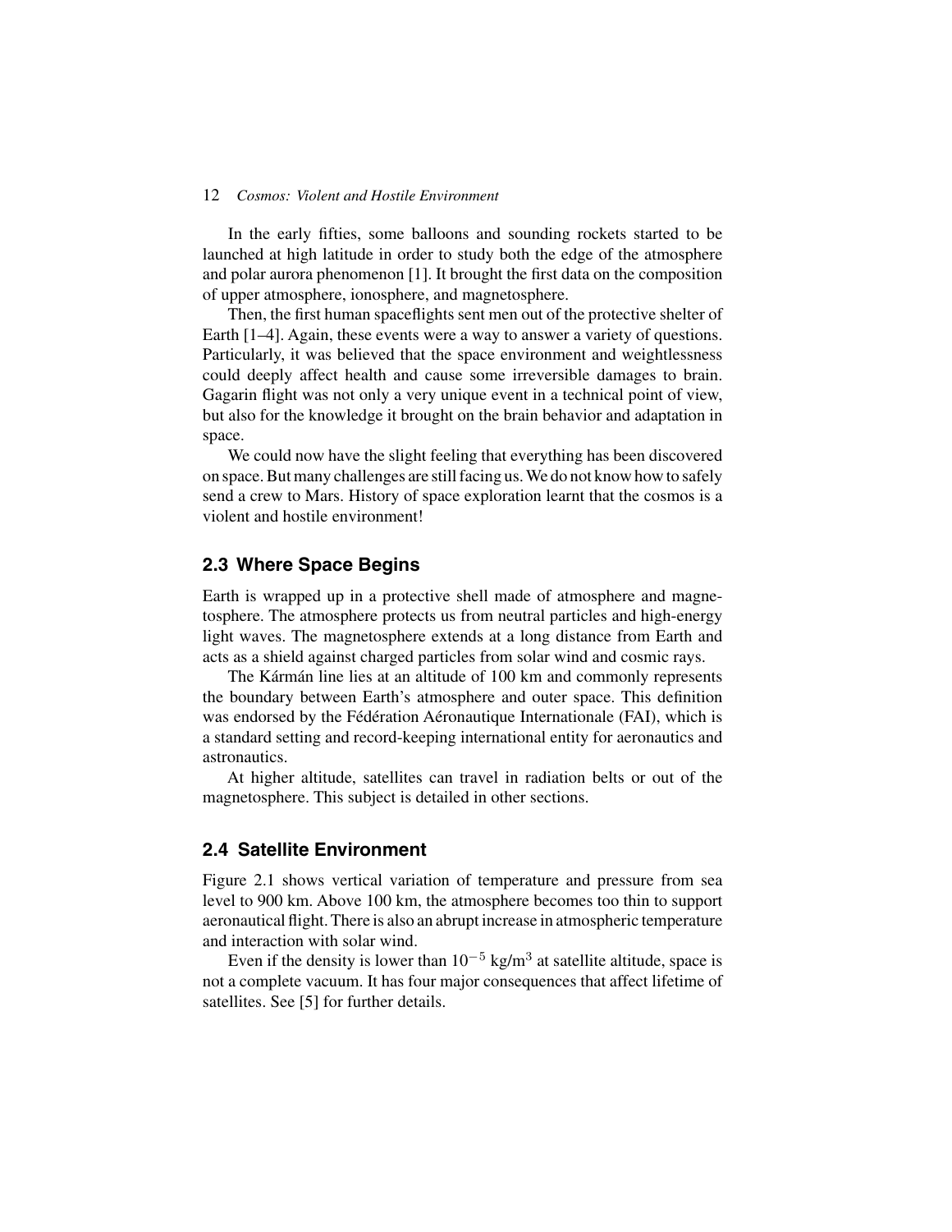In the early fifties, some balloons and sounding rockets started to be launched at high latitude in order to study both the edge of the atmosphere and polar aurora phenomenon [1]. It brought the first data on the composition of upper atmosphere, ionosphere, and magnetosphere.

Then, the first human spaceflights sent men out of the protective shelter of Earth [1–4]. Again, these events were a way to answer a variety of questions. Particularly, it was believed that the space environment and weightlessness could deeply affect health and cause some irreversible damages to brain. Gagarin flight was not only a very unique event in a technical point of view, but also for the knowledge it brought on the brain behavior and adaptation in space.

We could now have the slight feeling that everything has been discovered on space. But many challenges are still facing us. We do not know how to safely send a crew to Mars. History of space exploration learnt that the cosmos is a violent and hostile environment!

## 2.3 Where Space Begins

Earth is wrapped up in a protective shell made of atmosphere and magnetosphere. The atmosphere protects us from neutral particles and high-energy light waves. The magnetosphere extends at a long distance from Earth and acts as a shield against charged particles from solar wind and cosmic rays.

The Kármán line lies at an altitude of 100 km and commonly represents the boundary between Earth's atmosphere and outer space. This definition was endorsed by the Fédération Aéronautique Internationale (FAI), which is a standard setting and record-keeping international entity for aeronautics and astronautics.

At higher altitude, satellites can travel in radiation belts or out of the magnetosphere. This subject is detailed in other sections.

## 2.4 Satellite Environment

Figure 2.1 shows vertical variation of temperature and pressure from sea level to 900 km. Above 100 km, the atmosphere becomes too thin to support aeronautical flight. There is also an abrupt increase in atmospheric temperature and interaction with solar wind.

Even if the density is lower than $10^{-5}$ kg/m$^3$ at satellite altitude, space is not a complete vacuum. It has four major consequences that affect lifetime of satellites. See [5] for further details.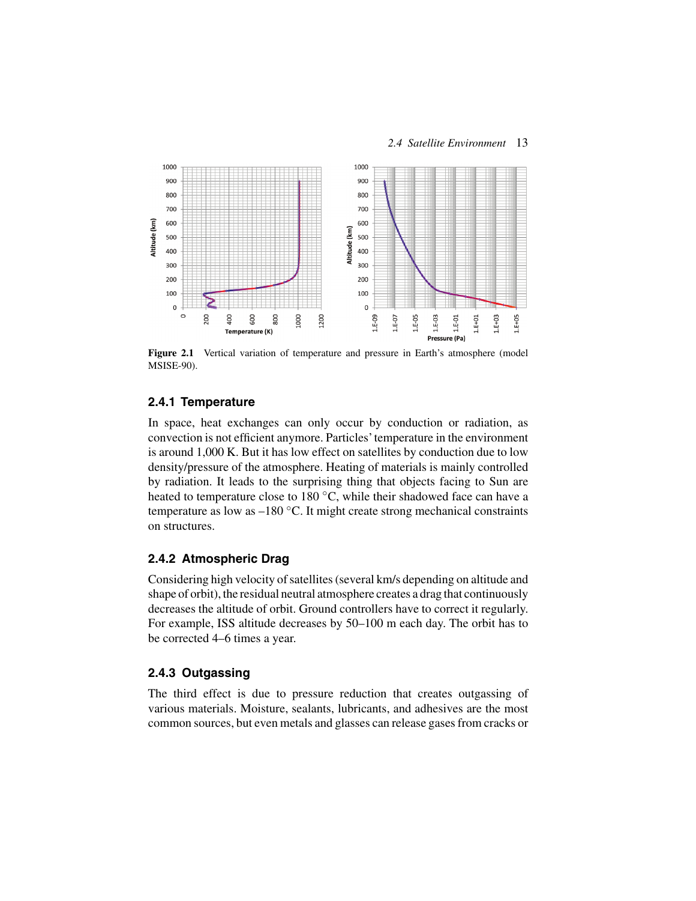Figure 2.1 Vertical variation of temperature and pressure in Earth's atmosphere (model MSISE-90).

### 2.4.1 Temperature

In space, heat exchanges can only occur by conduction or radiation, as convection is not efficient anymore. Particles' temperature in the environment is around 1,000 K. But it has low effect on satellites by conduction due to low density/pressure of the atmosphere. Heating of materials is mainly controlled by radiation. It leads to the surprising thing that objects facing to Sun are heated to temperature close to 180 °C, while their shadowed face can have a temperature as low as –180 °C. It might create strong mechanical constraints on structures.

### 2.4.2 Atmospheric Drag

Considering high velocity of satellites (several km/s depending on altitude and shape of orbit), the residual neutral atmosphere creates a drag that continuously decreases the altitude of orbit. Ground controllers have to correct it regularly. For example, ISS altitude decreases by 50–100 m each day. The orbit has to be corrected 4–6 times a year.

### 2.4.3 Outgassing

The third effect is due to pressure reduction that creates outgassing of various materials. Moisture, sealants, lubricants, and adhesives are the most common sources, but even metals and glasses can release gases from cracks or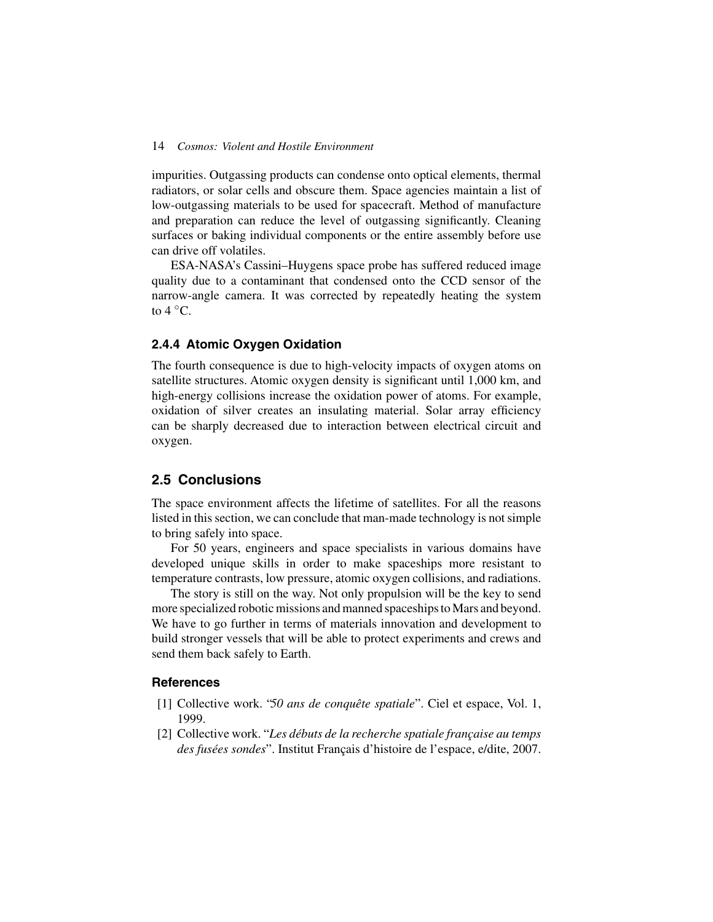impurities. Outgassing products can condense onto optical elements, thermal radiators, or solar cells and obscure them. Space agencies maintain a list of low-outgassing materials to be used for spacecraft. Method of manufacture and preparation can reduce the level of outgassing significantly. Cleaning surfaces or baking individual components or the entire assembly before use can drive off volatiles.

ESA-NASA's Cassini–Huygens space probe has suffered reduced image quality due to a contaminant that condensed onto the CCD sensor of the narrow-angle camera. It was corrected by repeatedly heating the system to 4 °C.

### 2.4.4 Atomic Oxygen Oxidation

The fourth consequence is due to high-velocity impacts of oxygen atoms on satellite structures. Atomic oxygen density is significant until 1,000 km, and high-energy collisions increase the oxidation power of atoms. For example, oxidation of silver creates an insulating material. Solar array efficiency can be sharply decreased due to interaction between electrical circuit and oxygen.

## 2.5 Conclusions

The space environment affects the lifetime of satellites. For all the reasons listed in this section, we can conclude that man-made technology is not simple to bring safely into space.

For 50 years, engineers and space specialists in various domains have developed unique skills in order to make spaceships more resistant to temperature contrasts, low pressure, atomic oxygen collisions, and radiations.

The story is still on the way. Not only propulsion will be the key to send more specialized robotic missions and manned spaceships to Mars and beyond. We have to go further in terms of materials innovation and development to build stronger vessels that will be able to protect experiments and crews and send them back safely to Earth.

### References

[1] Collective work. "*50 ans de conquête spatiale*". Ciel et espace, Vol. 1, 1999.

[2] Collective work. "*Les débuts de la recherche spatiale française au temps des fusées sondes*". Institut Français d'histoire de l'espace, e/dite, 2007.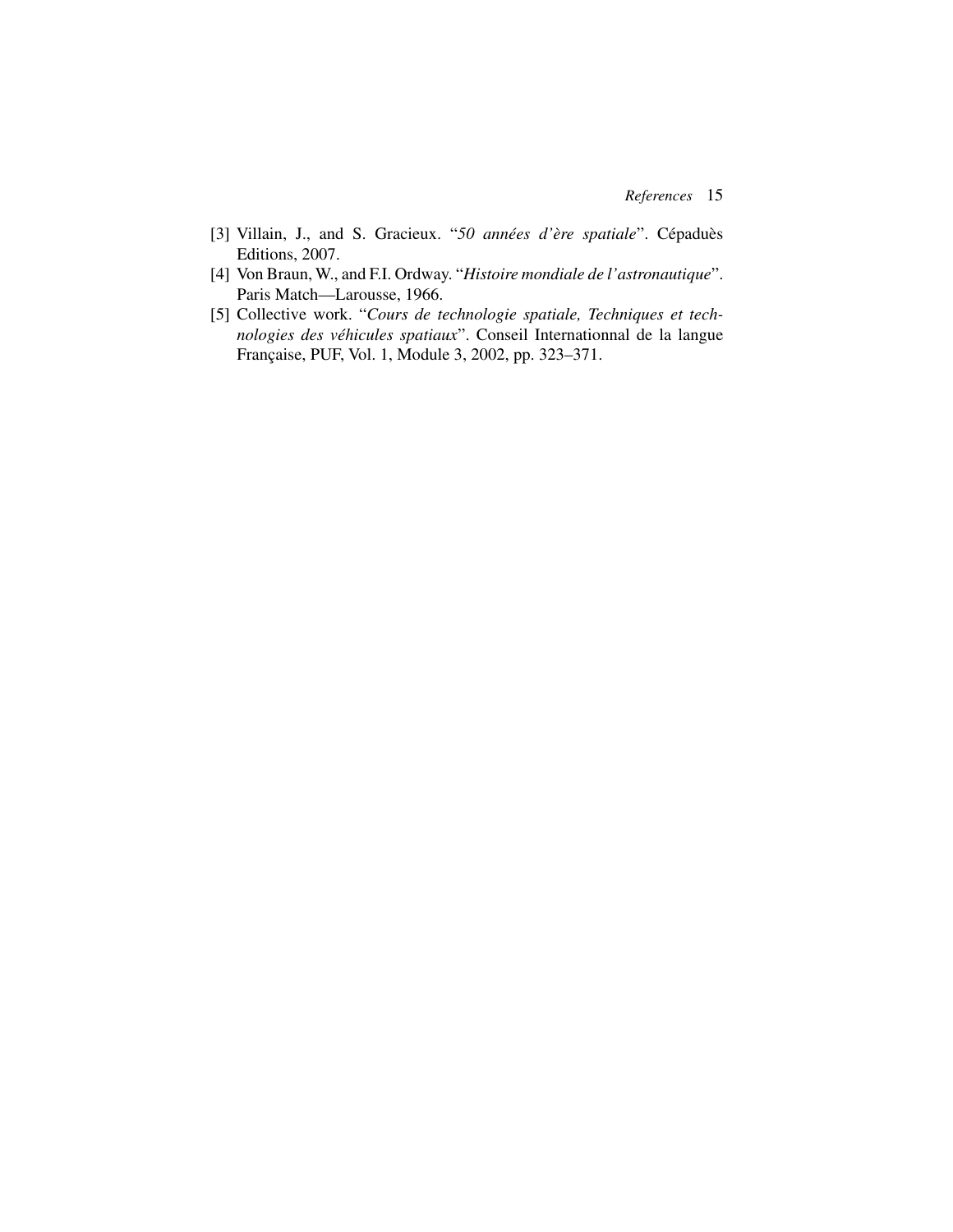[3] Villain, J., and S. Gracieux. "*50 années d'ère spatiale*". Cépaduès Editions, 2007.

[4] Von Braun, W., and F.I. Ordway. "*Histoire mondiale de l'astronautique*". Paris Match—Larousse, 1966.

[5] Collective work. "*Cours de technologie spatiale, Techniques et technologies des véhicules spatiaux*". Conseil Internationnal de la langue Française, PUF, Vol. 1, Module 3, 2002, pp. 323–371.